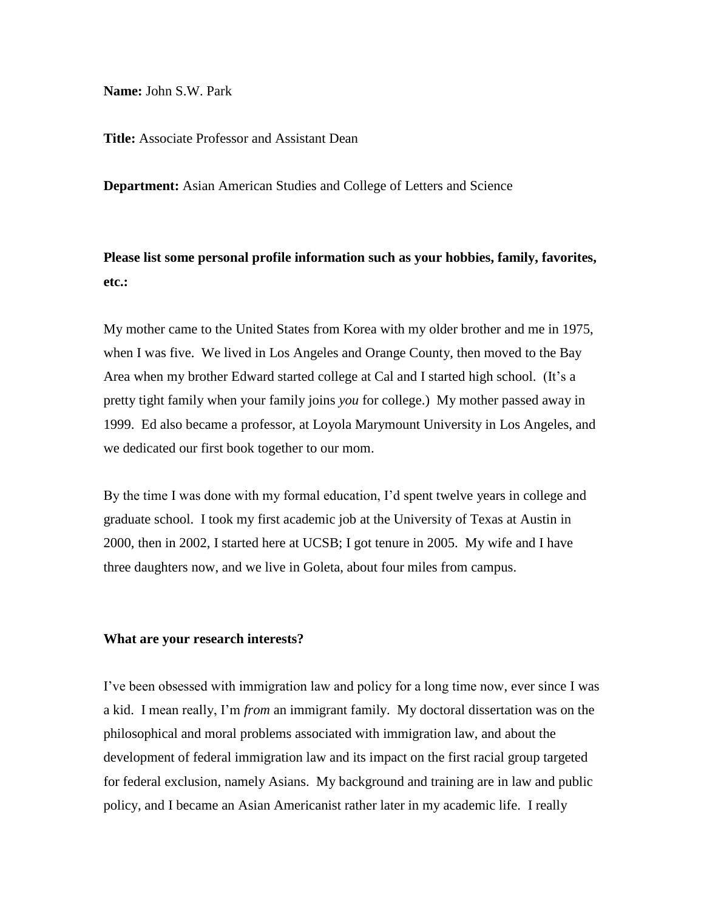**Name:** John S.W. Park

**Title:** Associate Professor and Assistant Dean

**Department:** Asian American Studies and College of Letters and Science

**Please list some personal profile information such as your hobbies, family, favorites, etc.:**

My mother came to the United States from Korea with my older brother and me in 1975, when I was five. We lived in Los Angeles and Orange County, then moved to the Bay Area when my brother Edward started college at Cal and I started high school. (It's a pretty tight family when your family joins *you* for college.) My mother passed away in 1999. Ed also became a professor, at Loyola Marymount University in Los Angeles, and we dedicated our first book together to our mom.

By the time I was done with my formal education, I'd spent twelve years in college and graduate school. I took my first academic job at the University of Texas at Austin in 2000, then in 2002, I started here at UCSB; I got tenure in 2005. My wife and I have three daughters now, and we live in Goleta, about four miles from campus.

**What are your research interests?**

I've been obsessed with immigration law and policy for a long time now, ever since I was a kid. I mean really, I'm *from* an immigrant family. My doctoral dissertation was on the philosophical and moral problems associated with immigration law, and about the development of federal immigration law and its impact on the first racial group targeted for federal exclusion, namely Asians. My background and training are in law and public policy, and I became an Asian Americanist rather later in my academic life. I really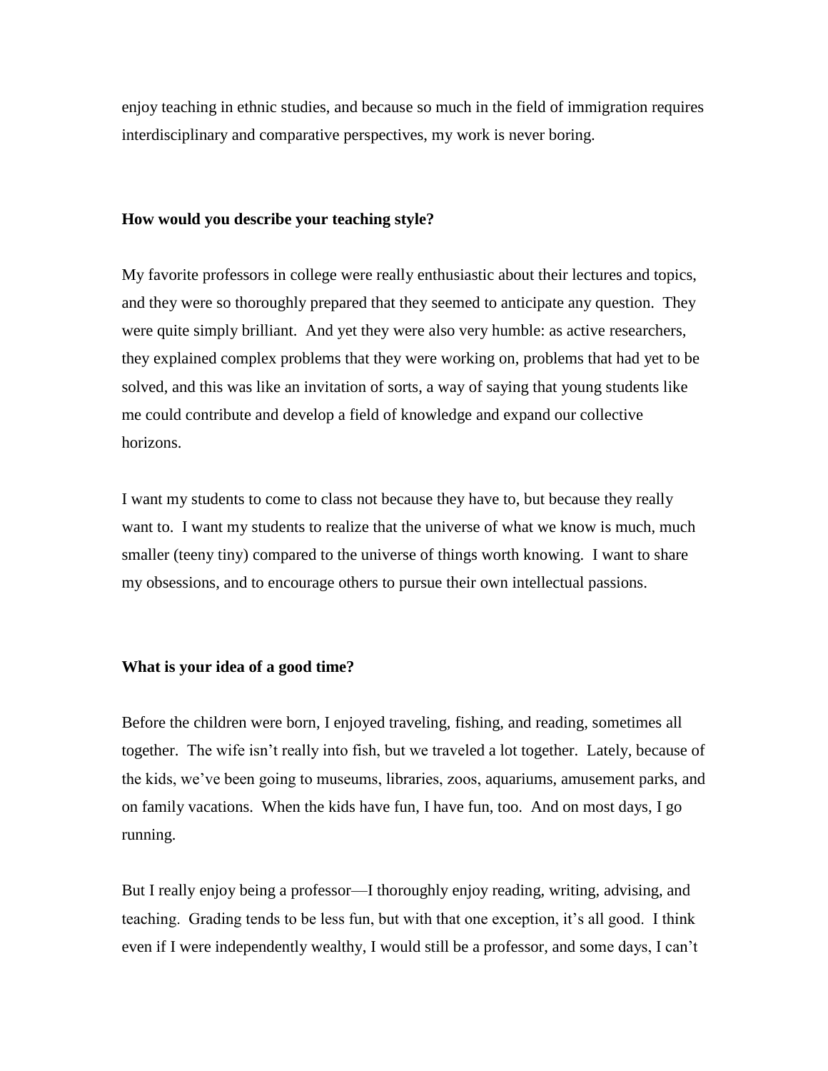enjoy teaching in ethnic studies, and because so much in the field of immigration requires interdisciplinary and comparative perspectives, my work is never boring.

**How would you describe your teaching style?**

My favorite professors in college were really enthusiastic about their lectures and topics, and they were so thoroughly prepared that they seemed to anticipate any question. They were quite simply brilliant. And yet they were also very humble: as active researchers, they explained complex problems that they were working on, problems that had yet to be solved, and this was like an invitation of sorts, a way of saying that young students like me could contribute and develop a field of knowledge and expand our collective horizons.

I want my students to come to class not because they have to, but because they really want to. I want my students to realize that the universe of what we know is much, much smaller (teeny tiny) compared to the universe of things worth knowing. I want to share my obsessions, and to encourage others to pursue their own intellectual passions.

**What is your idea of a good time?**

Before the children were born, I enjoyed traveling, fishing, and reading, sometimes all together. The wife isn't really into fish, but we traveled a lot together. Lately, because of the kids, we've been going to museums, libraries, zoos, aquariums, amusement parks, and on family vacations. When the kids have fun, I have fun, too. And on most days, I go running.

But I really enjoy being a professor—I thoroughly enjoy reading, writing, advising, and teaching. Grading tends to be less fun, but with that one exception, it's all good. I think even if I were independently wealthy, I would still be a professor, and some days, I can't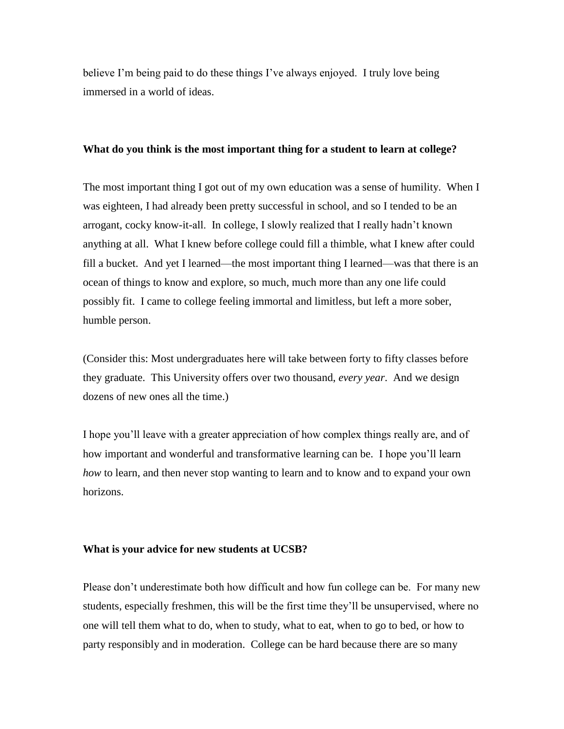believe I'm being paid to do these things I've always enjoyed. I truly love being immersed in a world of ideas.

**What do you think is the most important thing for a student to learn at college?**

The most important thing I got out of my own education was a sense of humility. When I was eighteen, I had already been pretty successful in school, and so I tended to be an arrogant, cocky know-it-all. In college, I slowly realized that I really hadn't known anything at all. What I knew before college could fill a thimble, what I knew after could fill a bucket. And yet I learned—the most important thing I learned—was that there is an ocean of things to know and explore, so much, much more than any one life could possibly fit. I came to college feeling immortal and limitless, but left a more sober, humble person.

(Consider this: Most undergraduates here will take between forty to fifty classes before they graduate. This University offers over two thousand, *every year*. And we design dozens of new ones all the time.)

I hope you'll leave with a greater appreciation of how complex things really are, and of how important and wonderful and transformative learning can be. I hope you'll learn *how* to learn, and then never stop wanting to learn and to know and to expand your own horizons.

**What is your advice for new students at UCSB?**

Please don't underestimate both how difficult and how fun college can be. For many new students, especially freshmen, this will be the first time they'll be unsupervised, where no one will tell them what to do, when to study, what to eat, when to go to bed, or how to party responsibly and in moderation. College can be hard because there are so many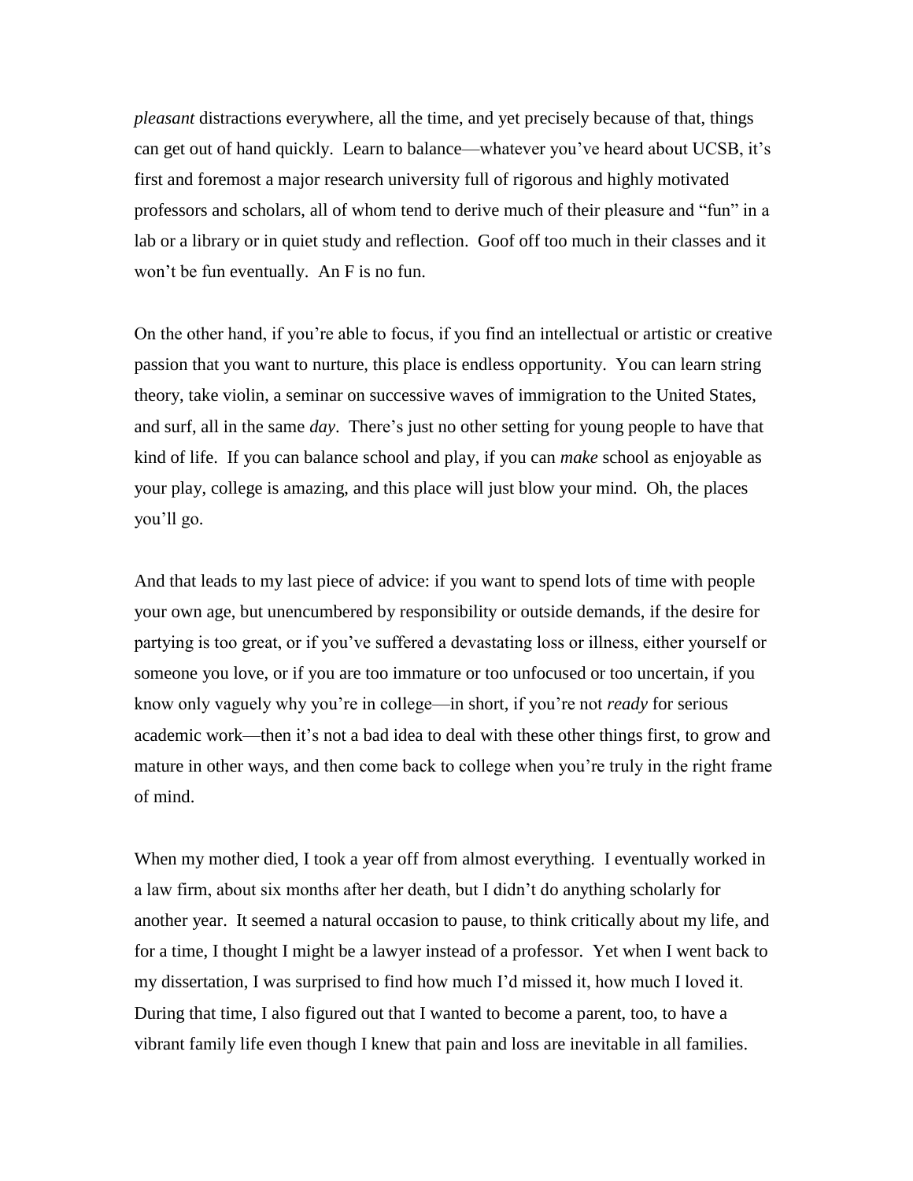*pleasant* distractions everywhere, all the time, and yet precisely because of that, things can get out of hand quickly. Learn to balance—whatever you've heard about UCSB, it's first and foremost a major research university full of rigorous and highly motivated professors and scholars, all of whom tend to derive much of their pleasure and "fun" in a lab or a library or in quiet study and reflection. Goof off too much in their classes and it won't be fun eventually. An F is no fun.

On the other hand, if you're able to focus, if you find an intellectual or artistic or creative passion that you want to nurture, this place is endless opportunity. You can learn string theory, take violin, a seminar on successive waves of immigration to the United States, and surf, all in the same *day*. There's just no other setting for young people to have that kind of life. If you can balance school and play, if you can *make* school as enjoyable as your play, college is amazing, and this place will just blow your mind. Oh, the places you'll go.

And that leads to my last piece of advice: if you want to spend lots of time with people your own age, but unencumbered by responsibility or outside demands, if the desire for partying is too great, or if you've suffered a devastating loss or illness, either yourself or someone you love, or if you are too immature or too unfocused or too uncertain, if you know only vaguely why you're in college—in short, if you're not *ready* for serious academic work—then it's not a bad idea to deal with these other things first, to grow and mature in other ways, and then come back to college when you're truly in the right frame of mind.

When my mother died, I took a year off from almost everything. I eventually worked in a law firm, about six months after her death, but I didn't do anything scholarly for another year. It seemed a natural occasion to pause, to think critically about my life, and for a time, I thought I might be a lawyer instead of a professor. Yet when I went back to my dissertation, I was surprised to find how much I'd missed it, how much I loved it. During that time, I also figured out that I wanted to become a parent, too, to have a vibrant family life even though I knew that pain and loss are inevitable in all families.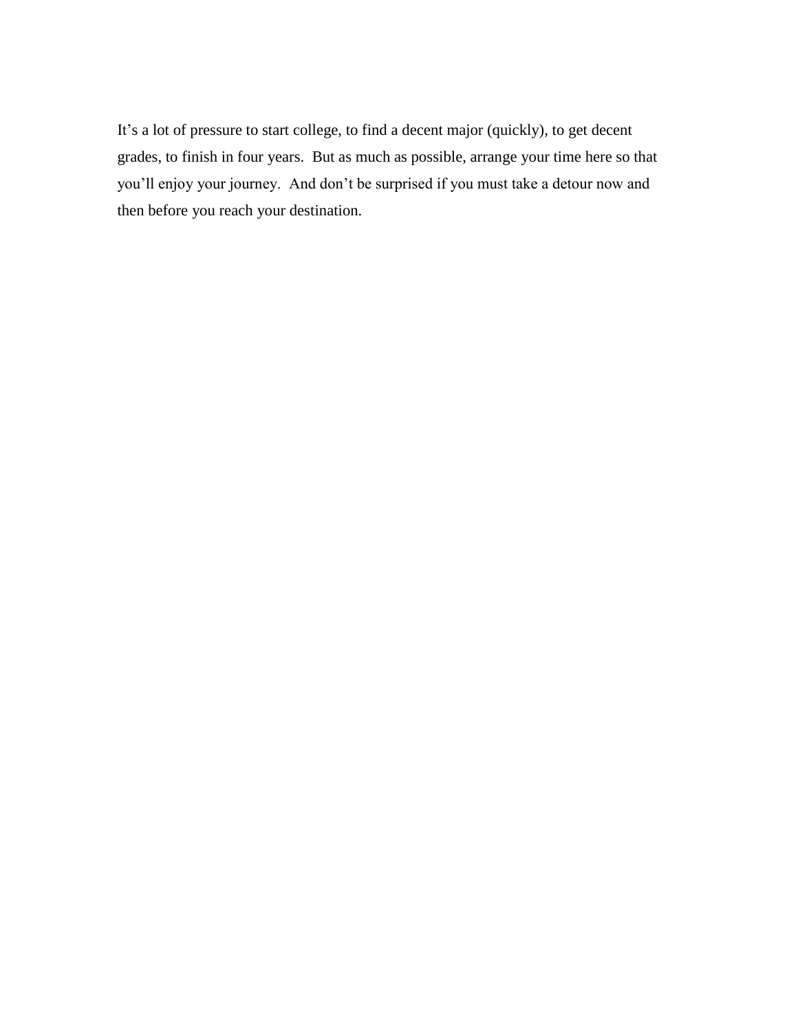It's a lot of pressure to start college, to find a decent major (quickly), to get decent grades, to finish in four years. But as much as possible, arrange your time here so that you'll enjoy your journey. And don't be surprised if you must take a detour now and then before you reach your destination.